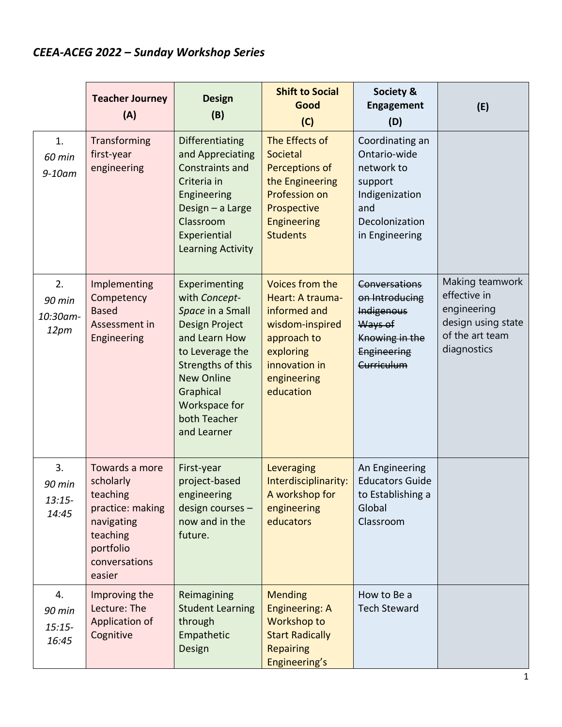# *CEEA-ACEG 2022 – Sunday Workshop Series*

| | **Teacher Journey (A)** | **Design (B)** | **Shift to Social Good (C)** | **Society & Engagement (D)** | **(E)** |
|---|---|---|---|---|---|
| 1. *60 min* *9-10am* | Transforming first-year engineering | Differentiating and Appreciating Constraints and Criteria in Engineering Design – a Large Classroom Experiential Learning Activity | The Effects of Societal Perceptions of the Engineering Profession on Prospective Engineering Students | Coordinating an Ontario-wide network to support Indigenization and Decolonization in Engineering | |
| 2. *90 min* *10:30am-12pm* | Implementing Competency Based Assessment in Engineering | Experimenting with *Concept-Space* in a Small Design Project and Learn How to Leverage the Strengths of this New Online Graphical Workspace for both Teacher and Learner | Voices from the Heart: A trauma-informed and wisdom-inspired approach to exploring innovation in engineering education | ~~Conversations on Introducing Indigenous Ways of Knowing in the Engineering Curriculum~~ | Making teamwork effective in engineering design using state of the art team diagnostics |
| 3. *90 min* *13:15-14:45* | Towards a more scholarly teaching practice: making navigating teaching portfolio conversations easier | First-year project-based engineering design courses – now and in the future. | Leveraging Interdisciplinarity: A workshop for engineering educators | An Engineering Educators Guide to Establishing a Global Classroom | |
| 4. *90 min* *15:15-16:45* | Improving the Lecture: The Application of Cognitive | Reimagining Student Learning through Empathetic Design | Mending Engineering: A Workshop to Start Radically Repairing Engineering's | How to Be a Tech Steward | |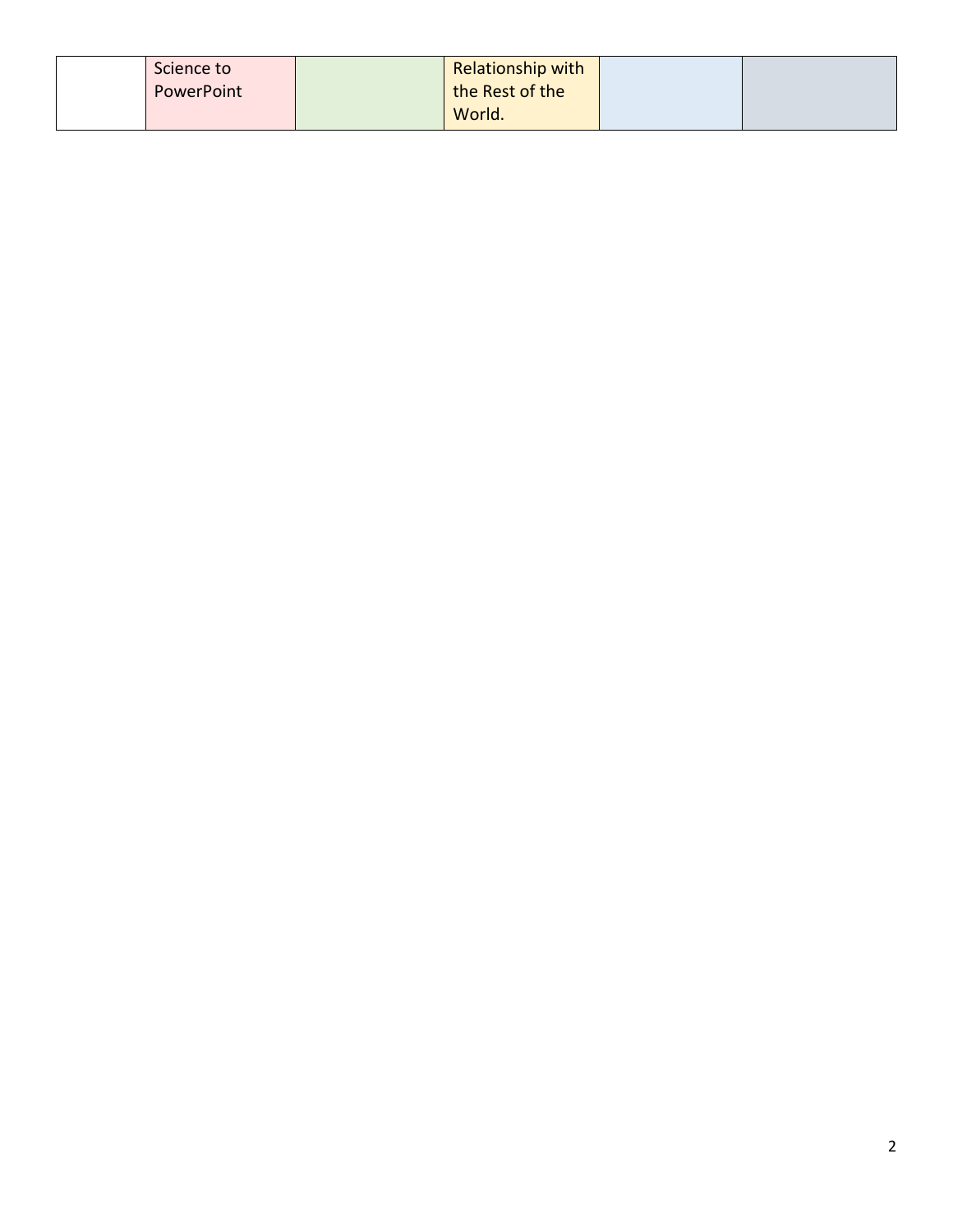|  |  |  |  |  |  |
|---|---|---|---|---|---|
|  | Science to PowerPoint |  | Relationship with the Rest of the World. |  |  |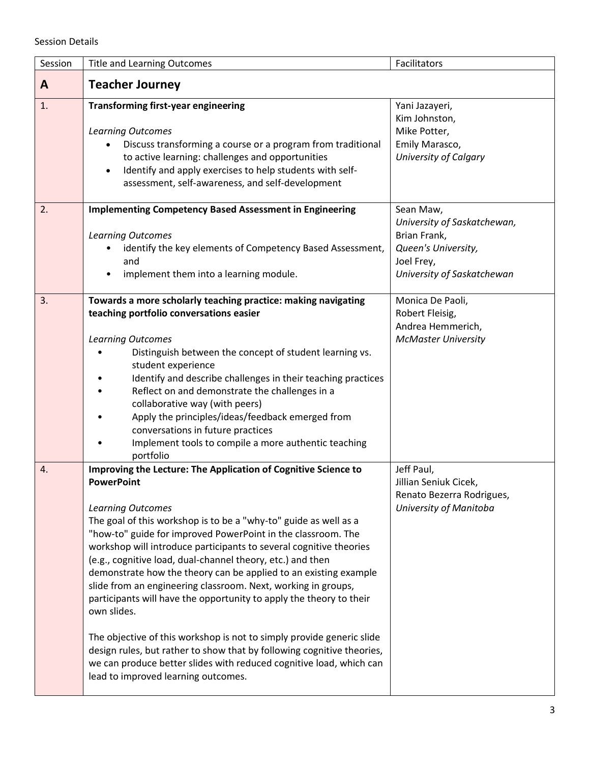Session Details

| Session | Title and Learning Outcomes | Facilitators |
|---|---|---|
| **A** | **Teacher Journey** | |
| 1. | **Transforming first-year engineering**<br><br>*Learning Outcomes*<br>• Discuss transforming a course or a program from traditional to active learning: challenges and opportunities<br>• Identify and apply exercises to help students with self-assessment, self-awareness, and self-development | Yani Jazayeri,<br>Kim Johnston,<br>Mike Potter,<br>Emily Marasco,<br>*University of Calgary* |
| 2. | **Implementing Competency Based Assessment in Engineering**<br><br>*Learning Outcomes*<br>• identify the key elements of Competency Based Assessment, and<br>• implement them into a learning module. | Sean Maw,<br>*University of Saskatchewan,*<br>Brian Frank,<br>*Queen's University,*<br>Joel Frey,<br>*University of Saskatchewan* |
| 3. | **Towards a more scholarly teaching practice: making navigating teaching portfolio conversations easier**<br><br>*Learning Outcomes*<br>• Distinguish between the concept of student learning vs. student experience<br>• Identify and describe challenges in their teaching practices<br>• Reflect on and demonstrate the challenges in a collaborative way (with peers)<br>• Apply the principles/ideas/feedback emerged from conversations in future practices<br>• Implement tools to compile a more authentic teaching portfolio | Monica De Paoli,<br>Robert Fleisig,<br>Andrea Hemmerich,<br>*McMaster University* |
| 4. | **Improving the Lecture: The Application of Cognitive Science to PowerPoint**<br><br>*Learning Outcomes*<br>The goal of this workshop is to be a "why-to" guide as well as a "how-to" guide for improved PowerPoint in the classroom. The workshop will introduce participants to several cognitive theories (e.g., cognitive load, dual-channel theory, etc.) and then demonstrate how the theory can be applied to an existing example slide from an engineering classroom. Next, working in groups, participants will have the opportunity to apply the theory to their own slides.<br><br>The objective of this workshop is not to simply provide generic slide design rules, but rather to show that by following cognitive theories, we can produce better slides with reduced cognitive load, which can lead to improved learning outcomes. | Jeff Paul,<br>Jillian Seniuk Cicek,<br>Renato Bezerra Rodrigues,<br>*University of Manitoba* |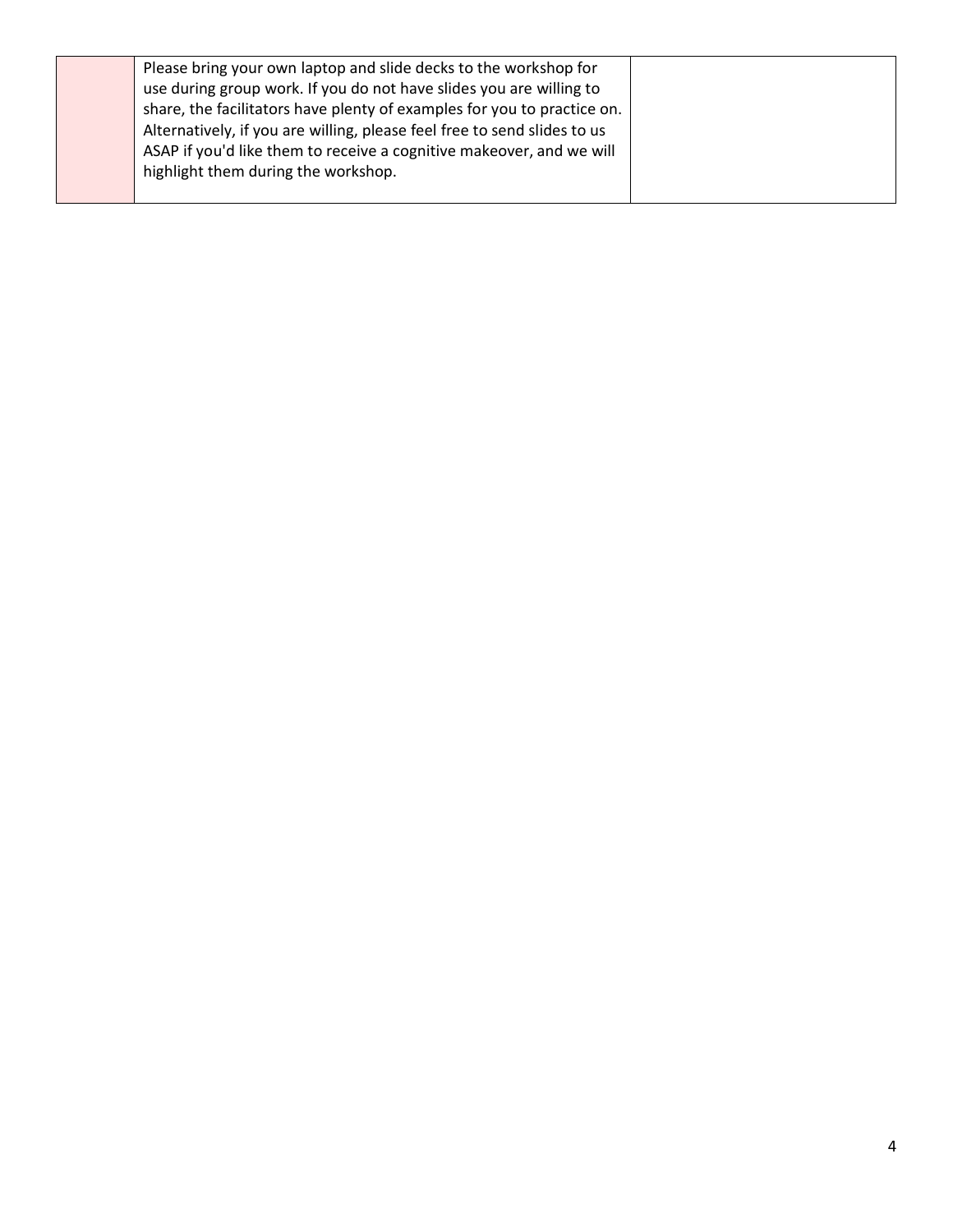|  | Please bring your own laptop and slide decks to the workshop for use during group work. If you do not have slides you are willing to share, the facilitators have plenty of examples for you to practice on. Alternatively, if you are willing, please feel free to send slides to us ASAP if you'd like them to receive a cognitive makeover, and we will highlight them during the workshop. |  |
| --- | --- | --- |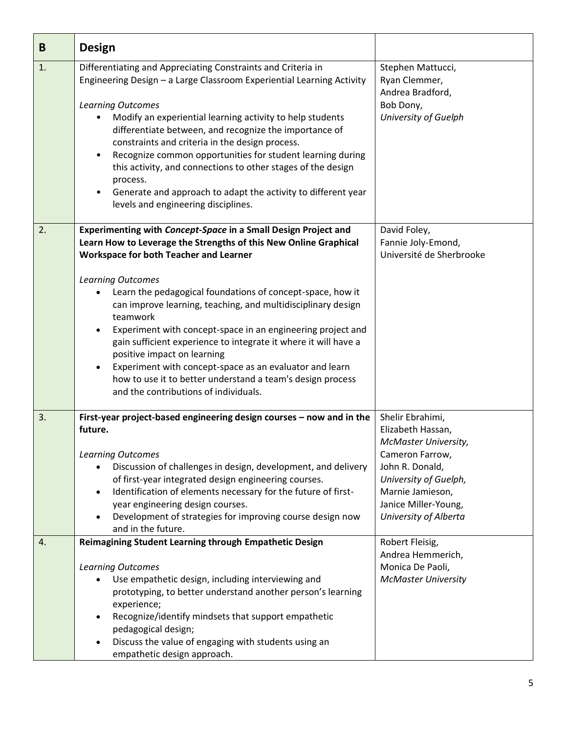| B | **Design** | |
|---|---|---|
| 1. | Differentiating and Appreciating Constraints and Criteria in Engineering Design – a Large Classroom Experiential Learning Activity<br><br>*Learning Outcomes*<br>• Modify an experiential learning activity to help students differentiate between, and recognize the importance of constraints and criteria in the design process.<br>• Recognize common opportunities for student learning during this activity, and connections to other stages of the design process.<br>• Generate and approach to adapt the activity to different year levels and engineering disciplines. | Stephen Mattucci, Ryan Clemmer, Andrea Bradford, Bob Dony, *University of Guelph* |
| 2. | **Experimenting with *Concept-Space* in a Small Design Project and Learn How to Leverage the Strengths of this New Online Graphical Workspace for both Teacher and Learner**<br><br>*Learning Outcomes*<br>• Learn the pedagogical foundations of concept-space, how it can improve learning, teaching, and multidisciplinary design teamwork<br>• Experiment with concept-space in an engineering project and gain sufficient experience to integrate it where it will have a positive impact on learning<br>• Experiment with concept-space as an evaluator and learn how to use it to better understand a team's design process and the contributions of individuals. | David Foley, Fannie Joly-Emond, Université de Sherbrooke |
| 3. | **First-year project-based engineering design courses – now and in the future.**<br><br>*Learning Outcomes*<br>• Discussion of challenges in design, development, and delivery of first-year integrated design engineering courses.<br>• Identification of elements necessary for the future of first-year engineering design courses.<br>• Development of strategies for improving course design now and in the future. | Shelir Ebrahimi, Elizabeth Hassan, *McMaster University,* Cameron Farrow, John R. Donald, *University of Guelph,* Marnie Jamieson, Janice Miller-Young, *University of Alberta* |
| 4. | **Reimagining Student Learning through Empathetic Design**<br><br>*Learning Outcomes*<br>• Use empathetic design, including interviewing and prototyping, to better understand another person's learning experience;<br>• Recognize/identify mindsets that support empathetic pedagogical design;<br>• Discuss the value of engaging with students using an empathetic design approach. | Robert Fleisig, Andrea Hemmerich, Monica De Paoli, *McMaster University* |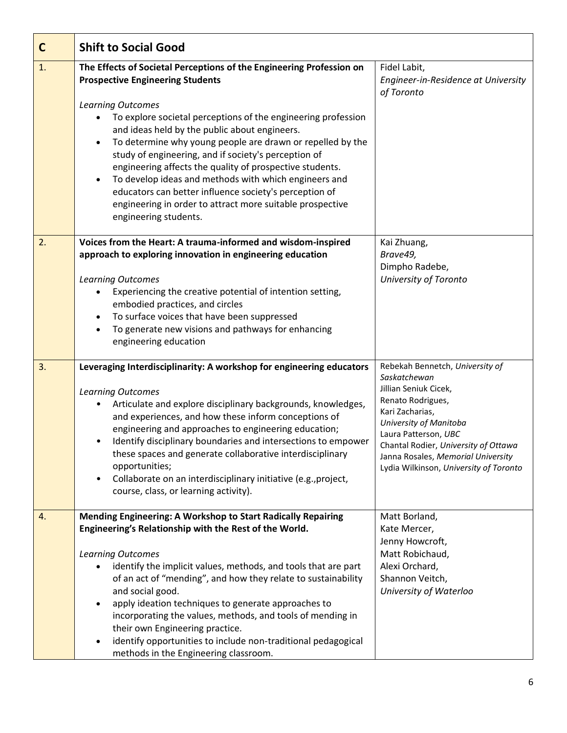| C | Shift to Social Good | |
|---|---|---|
| 1. | **The Effects of Societal Perceptions of the Engineering Profession on Prospective Engineering Students**<br><br>*Learning Outcomes*<br>• To explore societal perceptions of the engineering profession and ideas held by the public about engineers.<br>• To determine why young people are drawn or repelled by the study of engineering, and if society's perception of engineering affects the quality of prospective students.<br>• To develop ideas and methods with which engineers and educators can better influence society's perception of engineering in order to attract more suitable prospective engineering students. | Fidel Labit,<br>*Engineer-in-Residence at University of Toronto* |
| 2. | **Voices from the Heart: A trauma-informed and wisdom-inspired approach to exploring innovation in engineering education**<br><br>*Learning Outcomes*<br>• Experiencing the creative potential of intention setting, embodied practices, and circles<br>• To surface voices that have been suppressed<br>• To generate new visions and pathways for enhancing engineering education | Kai Zhuang,<br>*Brave49,*<br>Dimpho Radebe,<br>*University of Toronto* |
| 3. | **Leveraging Interdisciplinarity: A workshop for engineering educators**<br><br>*Learning Outcomes*<br>• Articulate and explore disciplinary backgrounds, knowledges, and experiences, and how these inform conceptions of engineering and approaches to engineering education;<br>• Identify disciplinary boundaries and intersections to empower these spaces and generate collaborative interdisciplinary opportunities;<br>• Collaborate on an interdisciplinary initiative (e.g.,project, course, class, or learning activity). | Rebekah Bennetch, *University of Saskatchewan*<br>Jillian Seniuk Cicek,<br>Renato Rodrigues,<br>Kari Zacharias,<br>*University of Manitoba*<br>Laura Patterson, *UBC*<br>Chantal Rodier, *University of Ottawa*<br>Janna Rosales, *Memorial University*<br>Lydia Wilkinson, *University of Toronto* |
| 4. | **Mending Engineering: A Workshop to Start Radically Repairing Engineering's Relationship with the Rest of the World.**<br><br>*Learning Outcomes*<br>• identify the implicit values, methods, and tools that are part of an act of "mending", and how they relate to sustainability and social good.<br>• apply ideation techniques to generate approaches to incorporating the values, methods, and tools of mending in their own Engineering practice.<br>• identify opportunities to include non-traditional pedagogical methods in the Engineering classroom. | Matt Borland,<br>Kate Mercer,<br>Jenny Howcroft,<br>Matt Robichaud,<br>Alexi Orchard,<br>Shannon Veitch,<br>*University of Waterloo* |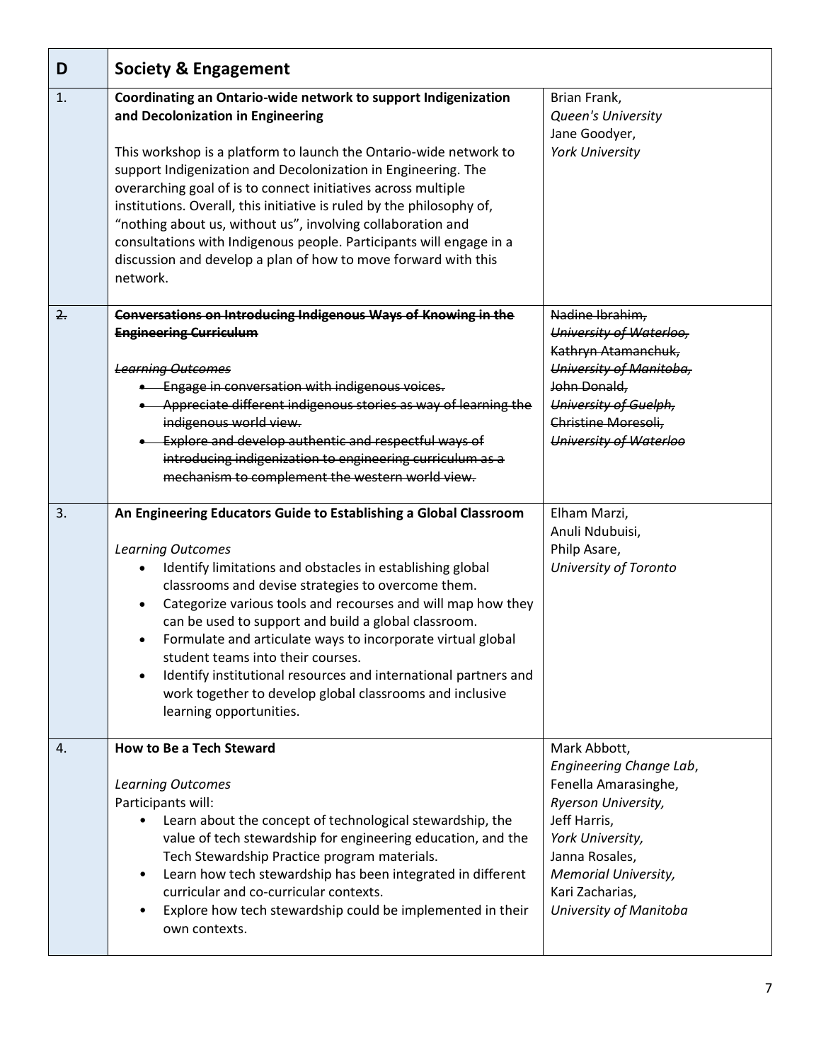| D | Society & Engagement | |
|---|---|---|
| 1. | **Coordinating an Ontario-wide network to support Indigenization and Decolonization in Engineering**<br><br>This workshop is a platform to launch the Ontario-wide network to support Indigenization and Decolonization in Engineering. The overarching goal of is to connect initiatives across multiple institutions. Overall, this initiative is ruled by the philosophy of, "nothing about us, without us", involving collaboration and consultations with Indigenous people. Participants will engage in a discussion and develop a plan of how to move forward with this network. | Brian Frank,<br>*Queen's University*<br>Jane Goodyer,<br>*York University* |
| ~~2.~~ | ~~**Conversations on Introducing Indigenous Ways of Knowing in the Engineering Curriculum**~~<br><br>~~*Learning Outcomes*~~<br>• ~~Engage in conversation with indigenous voices.~~<br>• ~~Appreciate different indigenous stories as way of learning the indigenous world view.~~<br>• ~~Explore and develop authentic and respectful ways of introducing indigenization to engineering curriculum as a mechanism to complement the western world view.~~ | ~~Nadine Ibrahim,~~<br>~~*University of Waterloo,*~~<br>~~Kathryn Atamanchuk,~~<br>~~*University of Manitoba,*~~<br>~~John Donald,~~<br>~~*University of Guelph,*~~<br>~~Christine Moresoli,~~<br>~~*University of Waterloo*~~ |
| 3. | **An Engineering Educators Guide to Establishing a Global Classroom**<br><br>*Learning Outcomes*<br>• Identify limitations and obstacles in establishing global classrooms and devise strategies to overcome them.<br>• Categorize various tools and recourses and will map how they can be used to support and build a global classroom.<br>• Formulate and articulate ways to incorporate virtual global student teams into their courses.<br>• Identify institutional resources and international partners and work together to develop global classrooms and inclusive learning opportunities. | Elham Marzi,<br>Anuli Ndubuisi,<br>Philp Asare,<br>*University of Toronto* |
| 4. | **How to Be a Tech Steward**<br><br>*Learning Outcomes*<br>Participants will:<br>• Learn about the concept of technological stewardship, the value of tech stewardship for engineering education, and the Tech Stewardship Practice program materials.<br>• Learn how tech stewardship has been integrated in different curricular and co-curricular contexts.<br>• Explore how tech stewardship could be implemented in their own contexts. | Mark Abbott,<br>*Engineering Change Lab*,<br>Fenella Amarasinghe,<br>*Ryerson University,*<br>Jeff Harris,<br>*York University,*<br>Janna Rosales,<br>*Memorial University,*<br>Kari Zacharias,<br>*University of Manitoba* |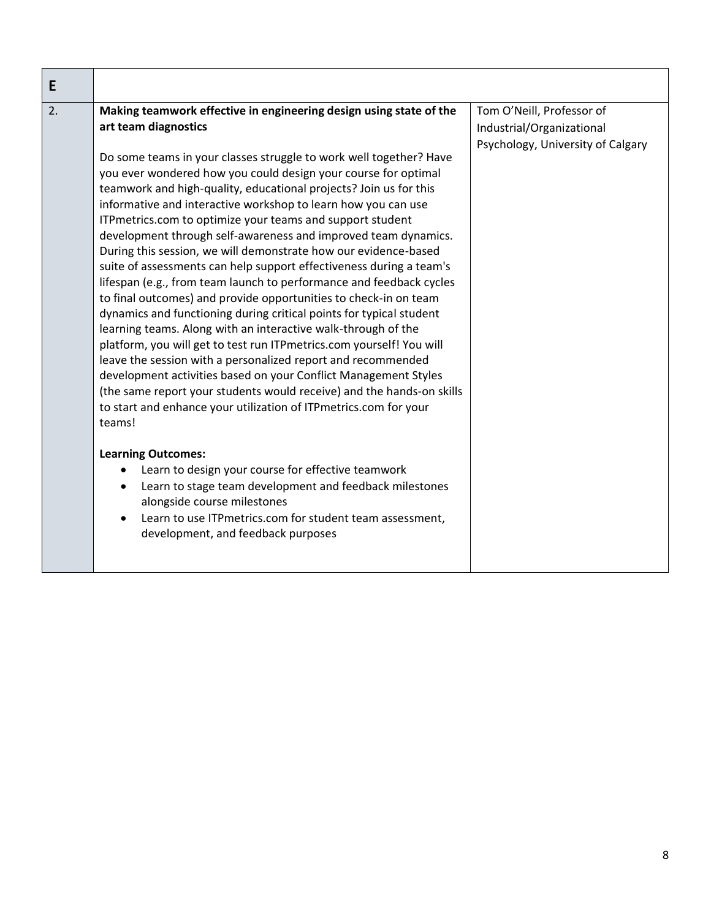| E | | |
|---|---|---|
| 2. | **Making teamwork effective in engineering design using state of the art team diagnostics**<br><br>Do some teams in your classes struggle to work well together? Have you ever wondered how you could design your course for optimal teamwork and high-quality, educational projects? Join us for this informative and interactive workshop to learn how you can use ITPmetrics.com to optimize your teams and support student development through self-awareness and improved team dynamics. During this session, we will demonstrate how our evidence-based suite of assessments can help support effectiveness during a team's lifespan (e.g., from team launch to performance and feedback cycles to final outcomes) and provide opportunities to check-in on team dynamics and functioning during critical points for typical student learning teams. Along with an interactive walk-through of the platform, you will get to test run ITPmetrics.com yourself! You will leave the session with a personalized report and recommended development activities based on your Conflict Management Styles (the same report your students would receive) and the hands-on skills to start and enhance your utilization of ITPmetrics.com for your teams!<br><br>**Learning Outcomes:**<br>• Learn to design your course for effective teamwork<br>• Learn to stage team development and feedback milestones alongside course milestones<br>• Learn to use ITPmetrics.com for student team assessment, development, and feedback purposes | Tom O'Neill, Professor of Industrial/Organizational Psychology, University of Calgary |